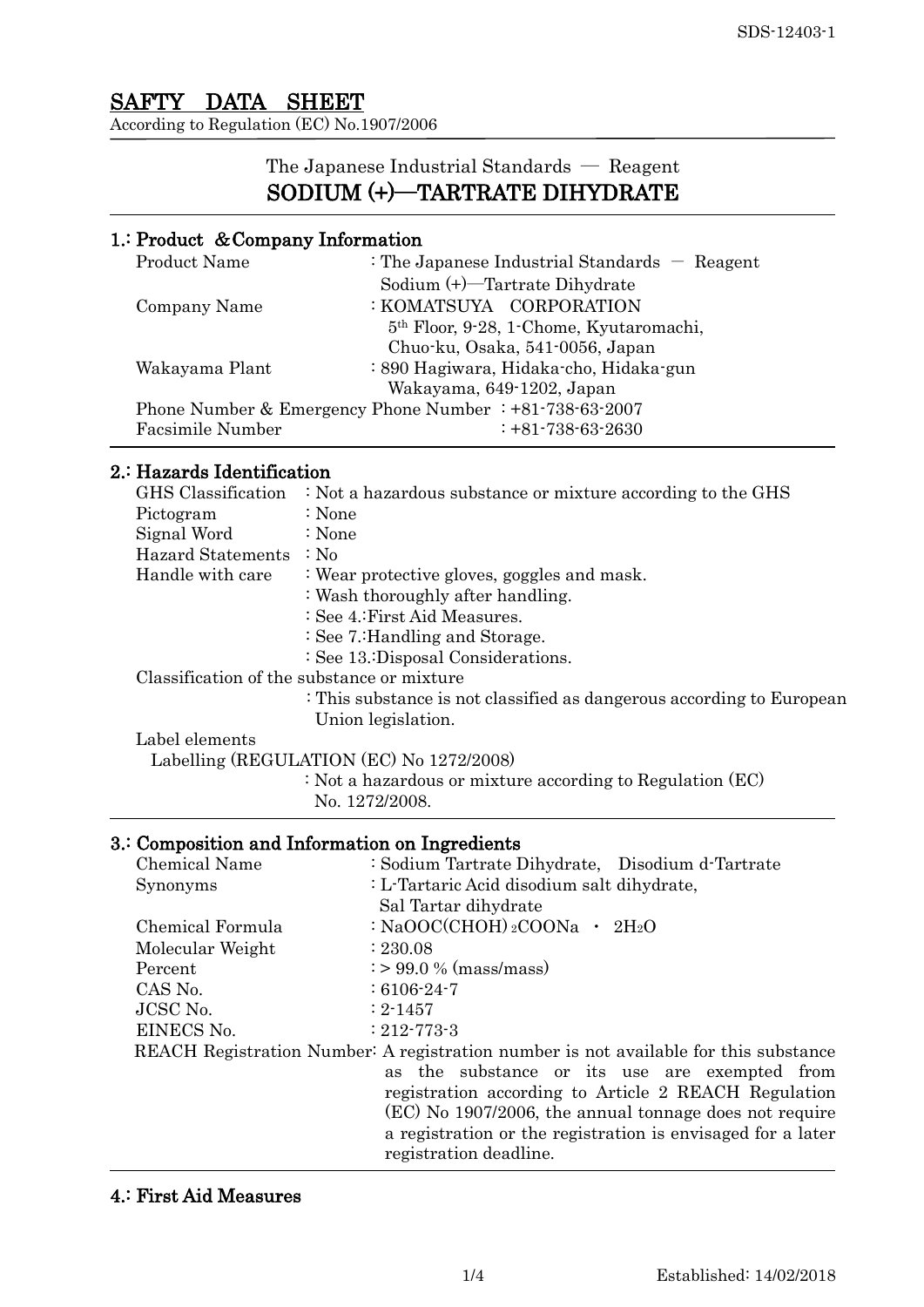# SAFTY DATA SHEET

According to Regulation (EC) No.1907/2006

## The Japanese Industrial Standards — Reagent
## SODIUM (+)—TARTRATE DIHYDRATE

### 1.: Product &Company Information

| | |
|---|---|
| Product Name | : The Japanese Industrial Standards − Reagent Sodium (+)—Tartrate Dihydrate |
| Company Name | : KOMATSUYA CORPORATION 5th Floor, 9-28, 1-Chome, Kyutaromachi, Chuo-ku, Osaka, 541-0056, Japan |
| Wakayama Plant | : 890 Hagiwara, Hidaka-cho, Hidaka-gun Wakayama, 649-1202, Japan |
| Phone Number & Emergency Phone Number | : +81-738-63-2007 |
| Facsimile Number | : +81-738-63-2630 |

### 2.: Hazards Identification

| | |
|---|---|
| GHS Classification | : Not a hazardous substance or mixture according to the GHS |
| Pictogram | : None |
| Signal Word | : None |
| Hazard Statements | : No |
| Handle with care | : Wear protective gloves, goggles and mask. |
| | : Wash thoroughly after handling. |
| | : See 4.:First Aid Measures. |
| | : See 7.:Handling and Storage. |
| | : See 13.:Disposal Considerations. |

Classification of the substance or mixture

: This substance is not classified as dangerous according to European Union legislation.

Label elements

Labelling (REGULATION (EC) No 1272/2008)

: Not a hazardous or mixture according to Regulation (EC) No. 1272/2008.

### 3.: Composition and Information on Ingredients

| | |
|---|---|
| Chemical Name | : Sodium Tartrate Dihydrate, Disodium d-Tartrate |
| Synonyms | : L-Tartaric Acid disodium salt dihydrate, Sal Tartar dihydrate |
| Chemical Formula | : $NaOOC(CHOH)_2COONa \cdot 2H_2O$ |
| Molecular Weight | : 230.08 |
| Percent | : > 99.0 % (mass/mass) |
| CAS No. | : 6106-24-7 |
| JCSC No. | : 2-1457 |
| EINECS No. | : 212-773-3 |

REACH Registration Number: A registration number is not available for this substance as the substance or its use are exempted from registration according to Article 2 REACH Regulation (EC) No 1907/2006, the annual tonnage does not require a registration or the registration is envisaged for a later registration deadline.

### 4.: First Aid Measures

Established: 14/02/2018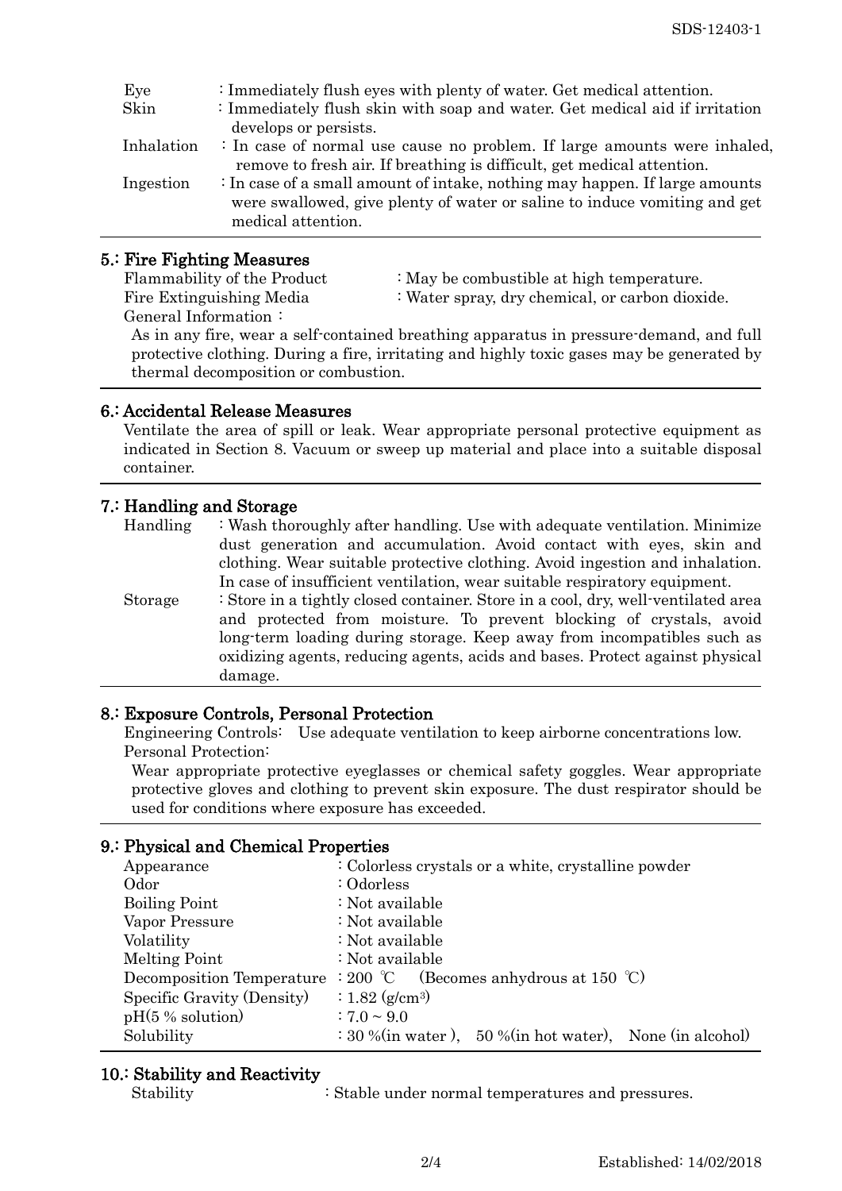| | |
|---|---|
| Eye | : Immediately flush eyes with plenty of water. Get medical attention. |
| Skin | : Immediately flush skin with soap and water. Get medical aid if irritation develops or persists. |
| Inhalation | : In case of normal use cause no problem. If large amounts were inhaled, remove to fresh air. If breathing is difficult, get medical attention. |
| Ingestion | : In case of a small amount of intake, nothing may happen. If large amounts were swallowed, give plenty of water or saline to induce vomiting and get medical attention. |

## 5.: Fire Fighting Measures

Flammability of the Product : May be combustible at high temperature.
Fire Extinguishing Media : Water spray, dry chemical, or carbon dioxide.
General Information :

As in any fire, wear a self-contained breathing apparatus in pressure-demand, and full protective clothing. During a fire, irritating and highly toxic gases may be generated by thermal decomposition or combustion.

## 6.: Accidental Release Measures

Ventilate the area of spill or leak. Wear appropriate personal protective equipment as indicated in Section 8. Vacuum or sweep up material and place into a suitable disposal container.

## 7.: Handling and Storage

| | |
|---|---|
| Handling | : Wash thoroughly after handling. Use with adequate ventilation. Minimize dust generation and accumulation. Avoid contact with eyes, skin and clothing. Wear suitable protective clothing. Avoid ingestion and inhalation. In case of insufficient ventilation, wear suitable respiratory equipment. |
| Storage | : Store in a tightly closed container. Store in a cool, dry, well-ventilated area and protected from moisture. To prevent blocking of crystals, avoid long-term loading during storage. Keep away from incompatibles such as oxidizing agents, reducing agents, acids and bases. Protect against physical damage. |

## 8.: Exposure Controls, Personal Protection

Engineering Controls: Use adequate ventilation to keep airborne concentrations low.
Personal Protection:

Wear appropriate protective eyeglasses or chemical safety goggles. Wear appropriate protective gloves and clothing to prevent skin exposure. The dust respirator should be used for conditions where exposure has exceeded.

## 9.: Physical and Chemical Properties

| | |
|---|---|
| Appearance | : Colorless crystals or a white, crystalline powder |
| Odor | : Odorless |
| Boiling Point | : Not available |
| Vapor Pressure | : Not available |
| Volatility | : Not available |
| Melting Point | : Not available |
| Decomposition Temperature | : 200 ℃ (Becomes anhydrous at 150 ℃) |
| Specific Gravity (Density) | : 1.82 (g/cm$^3$) |
| pH(5 % solution) | : 7.0 ~ 9.0 |
| Solubility | : 30 %(in water ), 50 %(in hot water), None (in alcohol) |

## 10.: Stability and Reactivity

Stability : Stable under normal temperatures and pressures.

Established: 14/02/2018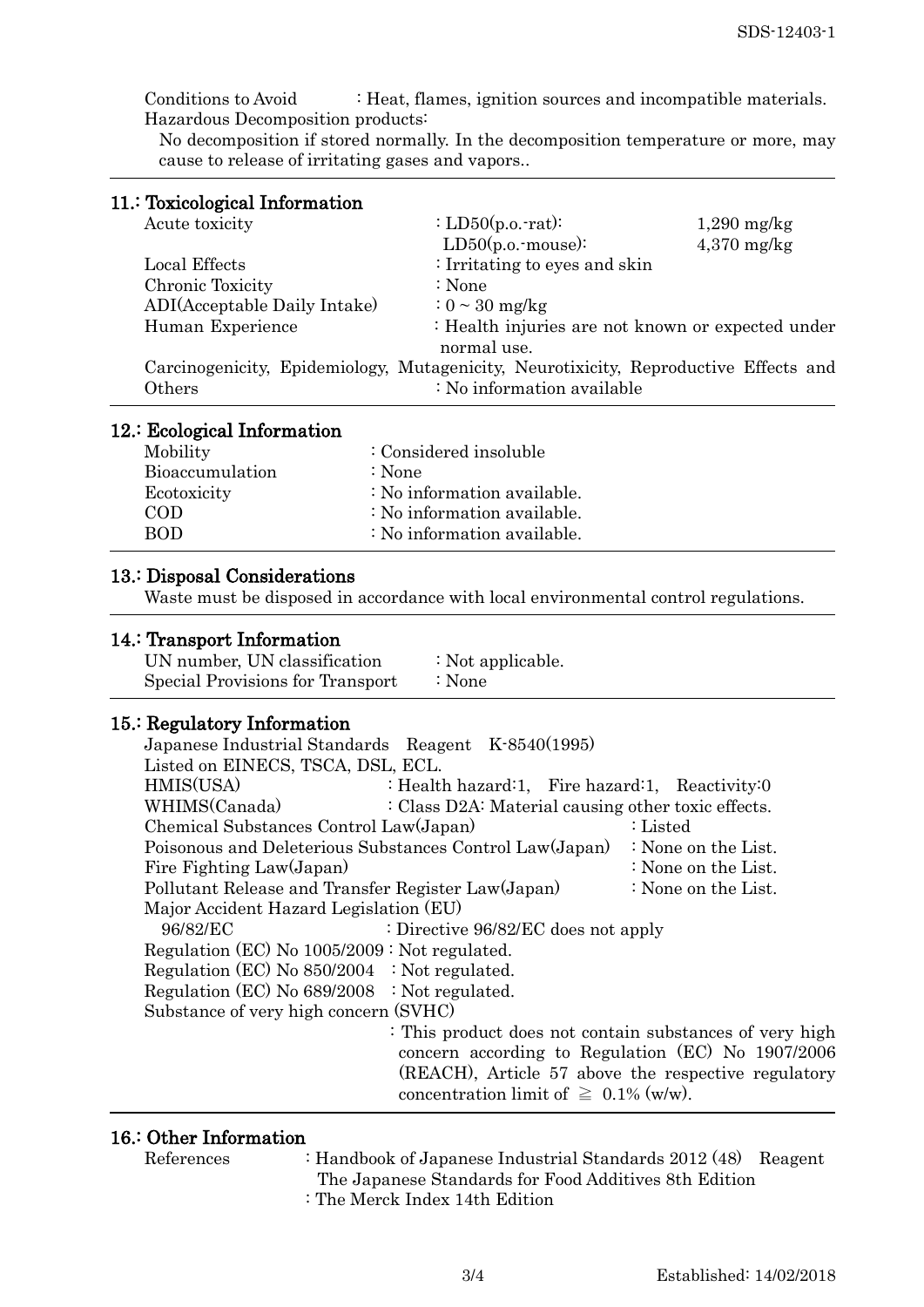Conditions to Avoid : Heat, flames, ignition sources and incompatible materials.

Hazardous Decomposition products:

No decomposition if stored normally. In the decomposition temperature or more, may cause to release of irritating gases and vapors..

## 11.: Toxicological Information

| | | |
|---|---|---|
| Acute toxicity | : LD50(p.o.-rat): | 1,290 mg/kg |
| | LD50(p.o.-mouse): | 4,370 mg/kg |
| Local Effects | : Irritating to eyes and skin | |
| Chronic Toxicity | : None | |
| ADI(Acceptable Daily Intake) | : 0 ~ 30 mg/kg | |
| Human Experience | : Health injuries are not known or expected under normal use. | |

Carcinogenicity, Epidemiology, Mutagenicity, Neurotixicity, Reproductive Effects and Others : No information available

## 12.: Ecological Information

| | |
|---|---|
| Mobility | : Considered insoluble |
| Bioaccumulation | : None |
| Ecotoxicity | : No information available. |
| COD | : No information available. |
| BOD | : No information available. |

## 13.: Disposal Considerations

Waste must be disposed in accordance with local environmental control regulations.

## 14.: Transport Information

| | |
|---|---|
| UN number, UN classification | : Not applicable. |
| Special Provisions for Transport | : None |

## 15.: Regulatory Information

Japanese Industrial Standards Reagent K-8540(1995)

Listed on EINECS, TSCA, DSL, ECL.

| | |
|---|---|
| HMIS(USA) | : Health hazard:1, Fire hazard:1, Reactivity:0 |
| WHIMS(Canada) | : Class D2A: Material causing other toxic effects. |
| Chemical Substances Control Law(Japan) | : Listed |
| Poisonous and Deleterious Substances Control Law(Japan) | : None on the List. |
| Fire Fighting Law(Japan) | : None on the List. |
| Pollutant Release and Transfer Register Law(Japan) | : None on the List. |

Major Accident Hazard Legislation (EU)

96/82/EC : Directive 96/82/EC does not apply

Regulation (EC) No 1005/2009 : Not regulated.

Regulation (EC) No 850/2004 : Not regulated.

Regulation (EC) No 689/2008 : Not regulated.

Substance of very high concern (SVHC)

: This product does not contain substances of very high concern according to Regulation (EC) No 1907/2006 (REACH), Article 57 above the respective regulatory concentration limit of ≧ 0.1% (w/w).

## 16.: Other Information

References : Handbook of Japanese Industrial Standards 2012 (48) Reagent

The Japanese Standards for Food Additives 8th Edition

: The Merck Index 14th Edition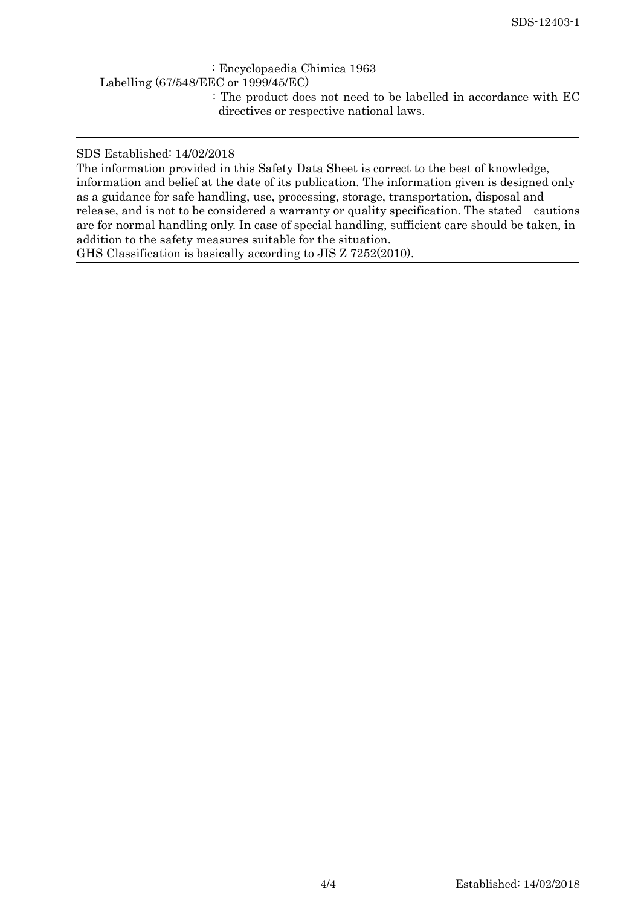: Encyclopaedia Chimica 1963

Labelling (67/548/EEC or 1999/45/EC)

: The product does not need to be labelled in accordance with EC directives or respective national laws.

---

SDS Established: 14/02/2018

The information provided in this Safety Data Sheet is correct to the best of knowledge, information and belief at the date of its publication. The information given is designed only as a guidance for safe handling, use, processing, storage, transportation, disposal and release, and is not to be considered a warranty or quality specification. The stated cautions are for normal handling only. In case of special handling, sufficient care should be taken, in addition to the safety measures suitable for the situation.

GHS Classification is basically according to JIS Z 7252(2010).